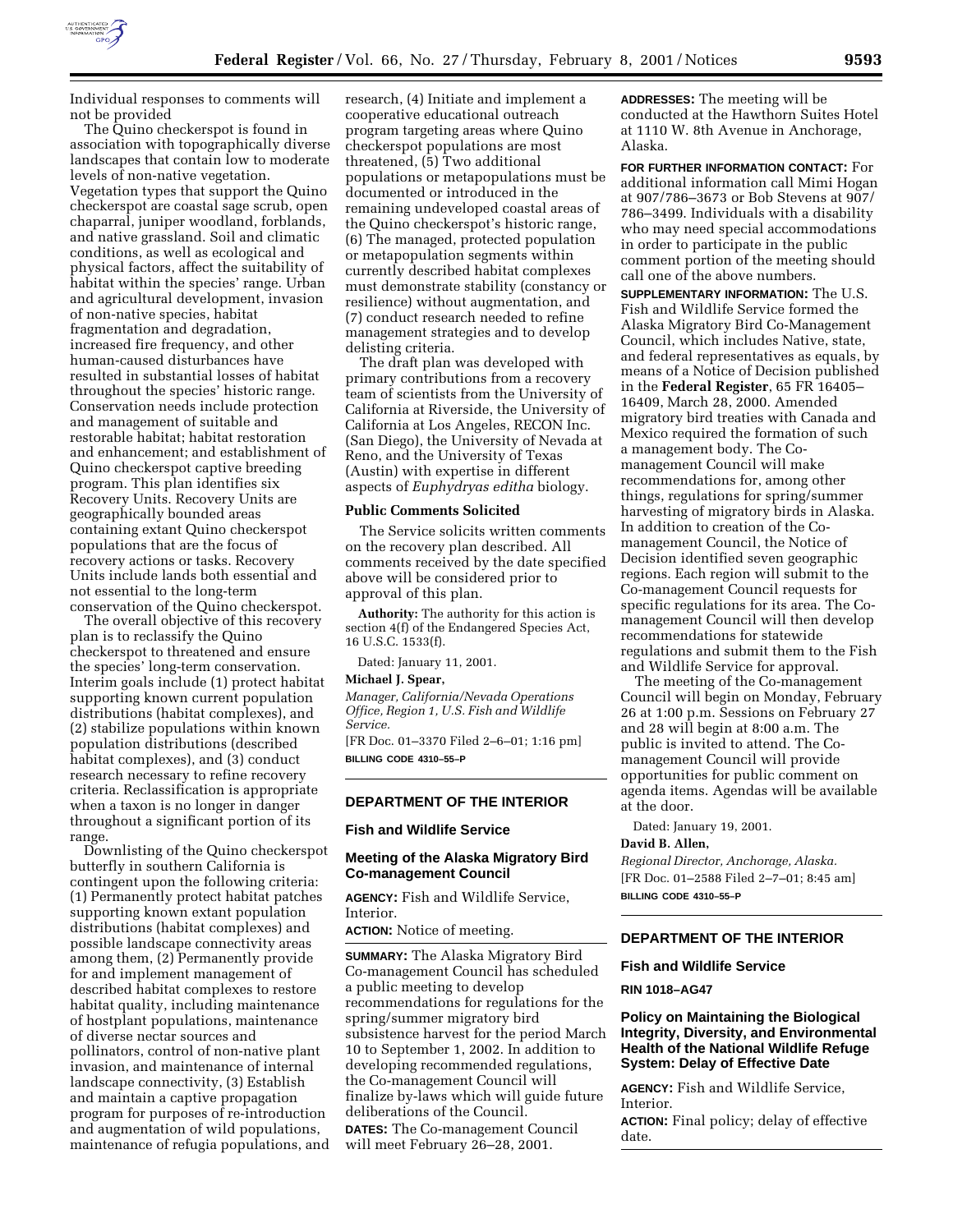Individual responses to comments will not be provided

The Quino checkerspot is found in association with topographically diverse landscapes that contain low to moderate levels of non-native vegetation. Vegetation types that support the Quino checkerspot are coastal sage scrub, open chaparral, juniper woodland, forblands, and native grassland. Soil and climatic conditions, as well as ecological and physical factors, affect the suitability of habitat within the species' range. Urban and agricultural development, invasion of non-native species, habitat fragmentation and degradation, increased fire frequency, and other human-caused disturbances have resulted in substantial losses of habitat throughout the species' historic range. Conservation needs include protection and management of suitable and restorable habitat; habitat restoration and enhancement; and establishment of Quino checkerspot captive breeding program. This plan identifies six Recovery Units. Recovery Units are geographically bounded areas containing extant Quino checkerspot populations that are the focus of recovery actions or tasks. Recovery Units include lands both essential and not essential to the long-term conservation of the Quino checkerspot.

The overall objective of this recovery plan is to reclassify the Quino checkerspot to threatened and ensure the species' long-term conservation. Interim goals include (1) protect habitat supporting known current population distributions (habitat complexes), and (2) stabilize populations within known population distributions (described habitat complexes), and (3) conduct research necessary to refine recovery criteria. Reclassification is appropriate when a taxon is no longer in danger throughout a significant portion of its range.

Downlisting of the Quino checkerspot butterfly in southern California is contingent upon the following criteria: (1) Permanently protect habitat patches supporting known extant population distributions (habitat complexes) and possible landscape connectivity areas among them, (2) Permanently provide for and implement management of described habitat complexes to restore habitat quality, including maintenance of hostplant populations, maintenance of diverse nectar sources and pollinators, control of non-native plant invasion, and maintenance of internal landscape connectivity, (3) Establish and maintain a captive propagation program for purposes of re-introduction and augmentation of wild populations, maintenance of refugia populations, and research, (4) Initiate and implement a cooperative educational outreach program targeting areas where Quino checkerspot populations are most threatened, (5) Two additional populations or metapopulations must be documented or introduced in the remaining undeveloped coastal areas of the Quino checkerspot's historic range, (6) The managed, protected population or metapopulation segments within currently described habitat complexes must demonstrate stability (constancy or resilience) without augmentation, and (7) conduct research needed to refine management strategies and to develop delisting criteria.

The draft plan was developed with primary contributions from a recovery team of scientists from the University of California at Riverside, the University of California at Los Angeles, RECON Inc. (San Diego), the University of Nevada at Reno, and the University of Texas (Austin) with expertise in different aspects of *Euphydryas editha* biology.

### Public Comments Solicited

The Service solicits written comments on the recovery plan described. All comments received by the date specified above will be considered prior to approval of this plan.

**Authority:** The authority for this action is section 4(f) of the Endangered Species Act, 16 U.S.C. 1533(f).

Dated: January 11, 2001.

**Michael J. Spear,**

*Manager, California/Nevada Operations Office, Region 1, U.S. Fish and Wildlife Service.*

[FR Doc. 01–3370 Filed 2–6–01; 1:16 pm]

**BILLING CODE 4310–55–P**

## DEPARTMENT OF THE INTERIOR

### Fish and Wildlife Service

### Meeting of the Alaska Migratory Bird Co-management Council

**AGENCY:** Fish and Wildlife Service, Interior.

**ACTION:** Notice of meeting.

**SUMMARY:** The Alaska Migratory Bird Co-management Council has scheduled a public meeting to develop recommendations for regulations for the spring/summer migratory bird subsistence harvest for the period March 10 to September 1, 2002. In addition to developing recommended regulations, the Co-management Council will finalize by-laws which will guide future deliberations of the Council.

**DATES:** The Co-management Council will meet February 26–28, 2001.

**ADDRESSES:** The meeting will be conducted at the Hawthorn Suites Hotel at 1110 W. 8th Avenue in Anchorage, Alaska.

**FOR FURTHER INFORMATION CONTACT:** For additional information call Mimi Hogan at 907/786–3673 or Bob Stevens at 907/786–3499. Individuals with a disability who may need special accommodations in order to participate in the public comment portion of the meeting should call one of the above numbers.

**SUPPLEMENTARY INFORMATION:** The U.S. Fish and Wildlife Service formed the Alaska Migratory Bird Co-Management Council, which includes Native, state, and federal representatives as equals, by means of a Notice of Decision published in the **Federal Register**, 65 FR 16405–16409, March 28, 2000. Amended migratory bird treaties with Canada and Mexico required the formation of such a management body. The Co-management Council will make recommendations for, among other things, regulations for spring/summer harvesting of migratory birds in Alaska. In addition to creation of the Co-management Council, the Notice of Decision identified seven geographic regions. Each region will submit to the Co-management Council requests for specific regulations for its area. The Co-management Council will then develop recommendations for statewide regulations and submit them to the Fish and Wildlife Service for approval.

The meeting of the Co-management Council will begin on Monday, February 26 at 1:00 p.m. Sessions on February 27 and 28 will begin at 8:00 a.m. The public is invited to attend. The Co-management Council will provide opportunities for public comment on agenda items. Agendas will be available at the door.

Dated: January 19, 2001.

**David B. Allen,**

*Regional Director, Anchorage, Alaska.*

[FR Doc. 01–2588 Filed 2–7–01; 8:45 am]

**BILLING CODE 4310–55–P**

## DEPARTMENT OF THE INTERIOR

### Fish and Wildlife Service

**RIN 1018–AG47**

### Policy on Maintaining the Biological Integrity, Diversity, and Environmental Health of the National Wildlife Refuge System: Delay of Effective Date

**AGENCY:** Fish and Wildlife Service, Interior.

**ACTION:** Final policy; delay of effective date.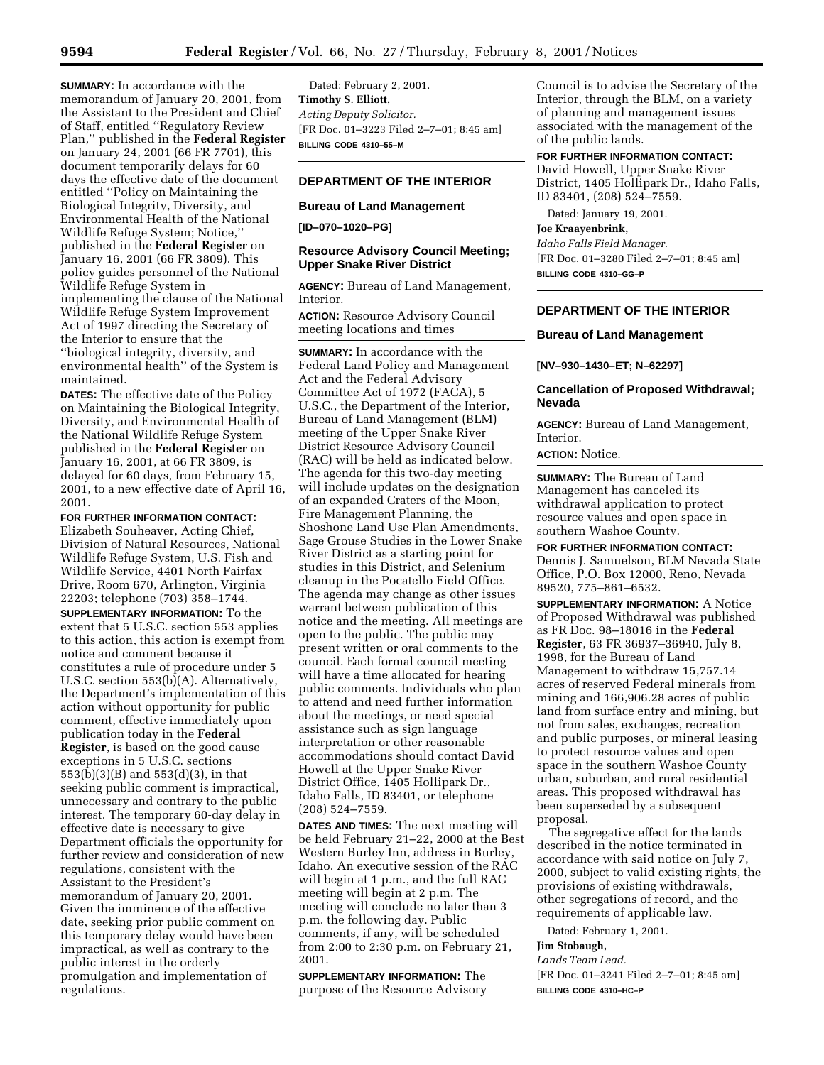**SUMMARY:** In accordance with the memorandum of January 20, 2001, from the Assistant to the President and Chief of Staff, entitled ''Regulatory Review Plan,'' published in the **Federal Register** on January 24, 2001 (66 FR 7701), this document temporarily delays for 60 days the effective date of the document entitled ''Policy on Maintaining the Biological Integrity, Diversity, and Environmental Health of the National Wildlife Refuge System; Notice,'' published in the **Federal Register** on January 16, 2001 (66 FR 3809). This policy guides personnel of the National Wildlife Refuge System in implementing the clause of the National Wildlife Refuge System Improvement Act of 1997 directing the Secretary of the Interior to ensure that the ''biological integrity, diversity, and environmental health'' of the System is maintained.

**DATES:** The effective date of the Policy on Maintaining the Biological Integrity, Diversity, and Environmental Health of the National Wildlife Refuge System published in the **Federal Register** on January 16, 2001, at 66 FR 3809, is delayed for 60 days, from February 15, 2001, to a new effective date of April 16, 2001.

**FOR FURTHER INFORMATION CONTACT:** Elizabeth Souheaver, Acting Chief, Division of Natural Resources, National Wildlife Refuge System, U.S. Fish and Wildlife Service, 4401 North Fairfax Drive, Room 670, Arlington, Virginia 22203; telephone (703) 358–1744.

**SUPPLEMENTARY INFORMATION:** To the extent that 5 U.S.C. section 553 applies to this action, this action is exempt from notice and comment because it constitutes a rule of procedure under 5 U.S.C. section 553(b)(A). Alternatively, the Department's implementation of this action without opportunity for public comment, effective immediately upon publication today in the **Federal Register**, is based on the good cause exceptions in 5 U.S.C. sections 553(b)(3)(B) and 553(d)(3), in that seeking public comment is impractical, unnecessary and contrary to the public interest. The temporary 60-day delay in effective date is necessary to give Department officials the opportunity for further review and consideration of new regulations, consistent with the Assistant to the President's memorandum of January 20, 2001. Given the imminence of the effective date, seeking prior public comment on this temporary delay would have been impractical, as well as contrary to the public interest in the orderly promulgation and implementation of regulations.

Dated: February 2, 2001.

**Timothy S. Elliott,**

*Acting Deputy Solicitor.*

[FR Doc. 01–3223 Filed 2–7–01; 8:45 am]

**BILLING CODE 4310–55–M**

---

## DEPARTMENT OF THE INTERIOR

### Bureau of Land Management

**[ID–070–1020–PG]**

### Resource Advisory Council Meeting; Upper Snake River District

**AGENCY:** Bureau of Land Management, Interior.

**ACTION:** Resource Advisory Council meeting locations and times

**SUMMARY:** In accordance with the Federal Land Policy and Management Act and the Federal Advisory Committee Act of 1972 (FACA), 5 U.S.C., the Department of the Interior, Bureau of Land Management (BLM) meeting of the Upper Snake River District Resource Advisory Council (RAC) will be held as indicated below. The agenda for this two-day meeting will include updates on the designation of an expanded Craters of the Moon, Fire Management Planning, the Shoshone Land Use Plan Amendments, Sage Grouse Studies in the Lower Snake River District as a starting point for studies in this District, and Selenium cleanup in the Pocatello Field Office. The agenda may change as other issues warrant between publication of this notice and the meeting. All meetings are open to the public. The public may present written or oral comments to the council. Each formal council meeting will have a time allocated for hearing public comments. Individuals who plan to attend and need further information about the meetings, or need special assistance such as sign language interpretation or other reasonable accommodations should contact David Howell at the Upper Snake River District Office, 1405 Hollipark Dr., Idaho Falls, ID 83401, or telephone (208) 524–7559.

**DATES AND TIMES:** The next meeting will be held February 21–22, 2000 at the Best Western Burley Inn, address in Burley, Idaho. An executive session of the RAC will begin at 1 p.m., and the full RAC meeting will begin at 2 p.m. The meeting will conclude no later than 3 p.m. the following day. Public comments, if any, will be scheduled from 2:00 to 2:30 p.m. on February 21, 2001.

**SUPPLEMENTARY INFORMATION:** The purpose of the Resource Advisory Council is to advise the Secretary of the Interior, through the BLM, on a variety of planning and management issues associated with the management of the public lands.

**FOR FURTHER INFORMATION CONTACT:** David Howell, Upper Snake River District, 1405 Hollipark Dr., Idaho Falls, ID 83401, (208) 524–7559.

Dated: January 19, 2001.

**Joe Kraayenbrink,**

*Idaho Falls Field Manager.*

[FR Doc. 01–3280 Filed 2–7–01; 8:45 am]

**BILLING CODE 4310–GG–P**

---

## DEPARTMENT OF THE INTERIOR

### Bureau of Land Management

**[NV–930–1430–ET; N–62297]**

### Cancellation of Proposed Withdrawal; Nevada

**AGENCY:** Bureau of Land Management, Interior.

**ACTION:** Notice.

**SUMMARY:** The Bureau of Land Management has canceled its withdrawal application to protect resource values and open space in southern Washoe County.

**FOR FURTHER INFORMATION CONTACT:** Dennis J. Samuelson, BLM Nevada State Office, P.O. Box 12000, Reno, Nevada 89520, 775–861–6532.

**SUPPLEMENTARY INFORMATION:** A Notice of Proposed Withdrawal was published as FR Doc. 98–18016 in the **Federal Register**, 63 FR 36937–36940, July 8, 1998, for the Bureau of Land Management to withdraw 15,757.14 acres of reserved Federal minerals from mining and 166,906.28 acres of public land from surface entry and mining, but not from sales, exchanges, recreation and public purposes, or mineral leasing to protect resource values and open space in the southern Washoe County urban, suburban, and rural residential areas. This proposed withdrawal has been superseded by a subsequent proposal.

The segregative effect for the lands described in the notice terminated in accordance with said notice on July 7, 2000, subject to valid existing rights, the provisions of existing withdrawals, other segregations of record, and the requirements of applicable law.

Dated: February 1, 2001.

**Jim Stobaugh,**

*Lands Team Lead.*

[FR Doc. 01–3241 Filed 2–7–01; 8:45 am]

**BILLING CODE 4310–HC–P**